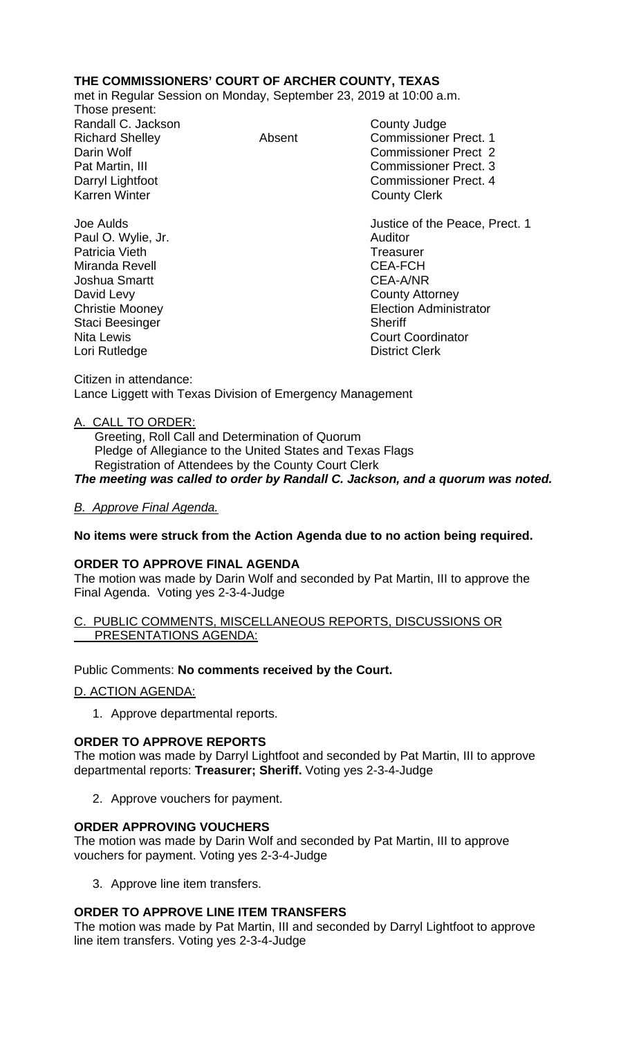**THE COMMISSIONERS' COURT OF ARCHER COUNTY, TEXAS**

met in Regular Session on Monday, September 23, 2019 at 10:00 a.m.

Those present:

| | | |
|---|---|---|
| Randall C. Jackson | | County Judge |
| Richard Shelley | Absent | Commissioner Prect. 1 |
| Darin Wolf | | Commissioner Prect 2 |
| Pat Martin, III | | Commissioner Prect. 3 |
| Darryl Lightfoot | | Commissioner Prect. 4 |
| Karren Winter | | County Clerk |
| | | |
| Joe Aulds | | Justice of the Peace, Prect. 1 |
| Paul O. Wylie, Jr. | | Auditor |
| Patricia Vieth | | Treasurer |
| Miranda Revell | | CEA-FCH |
| Joshua Smartt | | CEA-A/NR |
| David Levy | | County Attorney |
| Christie Mooney | | Election Administrator |
| Staci Beesinger | | Sheriff |
| Nita Lewis | | Court Coordinator |
| Lori Rutledge | | District Clerk |

Citizen in attendance:
Lance Liggett with Texas Division of Emergency Management

A. CALL TO ORDER:

Greeting, Roll Call and Determination of Quorum
Pledge of Allegiance to the United States and Texas Flags
Registration of Attendees by the County Court Clerk

***The meeting was called to order by Randall C. Jackson, and a quorum was noted.***

*B. Approve Final Agenda.*

**No items were struck from the Action Agenda due to no action being required.**

**ORDER TO APPROVE FINAL AGENDA**

The motion was made by Darin Wolf and seconded by Pat Martin, III to approve the Final Agenda. Voting yes 2-3-4-Judge

C. PUBLIC COMMENTS, MISCELLANEOUS REPORTS, DISCUSSIONS OR PRESENTATIONS AGENDA:

Public Comments: **No comments received by the Court.**

D. ACTION AGENDA:

1. Approve departmental reports.

**ORDER TO APPROVE REPORTS**

The motion was made by Darryl Lightfoot and seconded by Pat Martin, III to approve departmental reports: **Treasurer; Sheriff.** Voting yes 2-3-4-Judge

2. Approve vouchers for payment.

**ORDER APPROVING VOUCHERS**

The motion was made by Darin Wolf and seconded by Pat Martin, III to approve vouchers for payment. Voting yes 2-3-4-Judge

3. Approve line item transfers.

**ORDER TO APPROVE LINE ITEM TRANSFERS**

The motion was made by Pat Martin, III and seconded by Darryl Lightfoot to approve line item transfers. Voting yes 2-3-4-Judge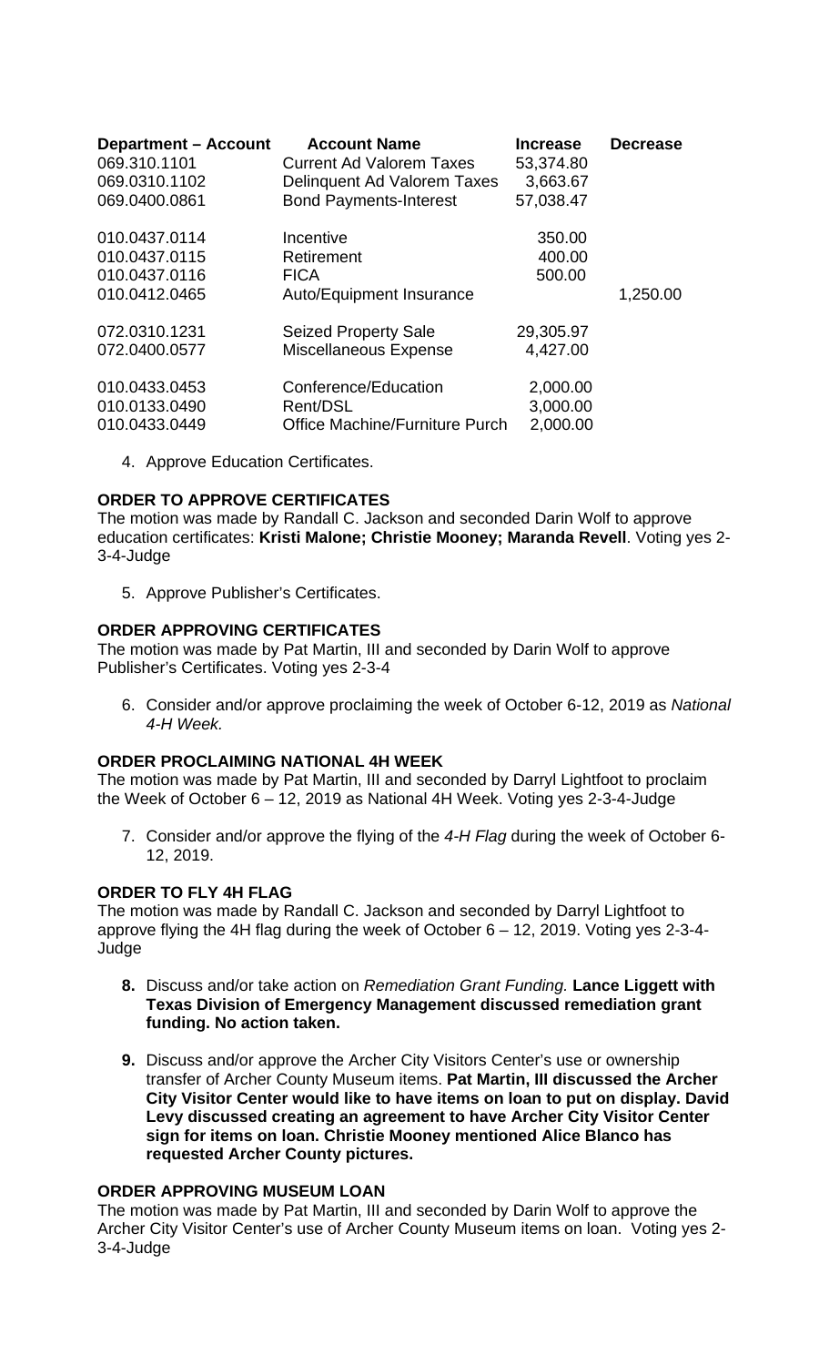| Department – Account | Account Name | Increase | Decrease |
|---|---|---|---|
| 069.310.1101 | Current Ad Valorem Taxes | 53,374.80 | |
| 069.0310.1102 | Delinquent Ad Valorem Taxes | 3,663.67 | |
| 069.0400.0861 | Bond Payments-Interest | 57,038.47 | |
| | | | |
| 010.0437.0114 | Incentive | 350.00 | |
| 010.0437.0115 | Retirement | 400.00 | |
| 010.0437.0116 | FICA | 500.00 | |
| 010.0412.0465 | Auto/Equipment Insurance | | 1,250.00 |
| | | | |
| 072.0310.1231 | Seized Property Sale | 29,305.97 | |
| 072.0400.0577 | Miscellaneous Expense | 4,427.00 | |
| | | | |
| 010.0433.0453 | Conference/Education | 2,000.00 | |
| 010.0133.0490 | Rent/DSL | 3,000.00 | |
| 010.0433.0449 | Office Machine/Furniture Purch | 2,000.00 | |

4. Approve Education Certificates.

**ORDER TO APPROVE CERTIFICATES**

The motion was made by Randall C. Jackson and seconded Darin Wolf to approve education certificates: **Kristi Malone; Christie Mooney; Maranda Revell**. Voting yes 2-3-4-Judge

5. Approve Publisher's Certificates.

**ORDER APPROVING CERTIFICATES**

The motion was made by Pat Martin, III and seconded by Darin Wolf to approve Publisher's Certificates. Voting yes 2-3-4

6. Consider and/or approve proclaiming the week of October 6-12, 2019 as *National 4-H Week.*

**ORDER PROCLAIMING NATIONAL 4H WEEK**

The motion was made by Pat Martin, III and seconded by Darryl Lightfoot to proclaim the Week of October 6 – 12, 2019 as National 4H Week. Voting yes 2-3-4-Judge

7. Consider and/or approve the flying of the *4-H Flag* during the week of October 6-12, 2019.

**ORDER TO FLY 4H FLAG**

The motion was made by Randall C. Jackson and seconded by Darryl Lightfoot to approve flying the 4H flag during the week of October 6 – 12, 2019. Voting yes 2-3-4-Judge

8. Discuss and/or take action on *Remediation Grant Funding.* **Lance Liggett with Texas Division of Emergency Management discussed remediation grant funding. No action taken.**

9. Discuss and/or approve the Archer City Visitors Center's use or ownership transfer of Archer County Museum items. **Pat Martin, III discussed the Archer City Visitor Center would like to have items on loan to put on display. David Levy discussed creating an agreement to have Archer City Visitor Center sign for items on loan. Christie Mooney mentioned Alice Blanco has requested Archer County pictures.**

**ORDER APPROVING MUSEUM LOAN**

The motion was made by Pat Martin, III and seconded by Darin Wolf to approve the Archer City Visitor Center's use of Archer County Museum items on loan. Voting yes 2-3-4-Judge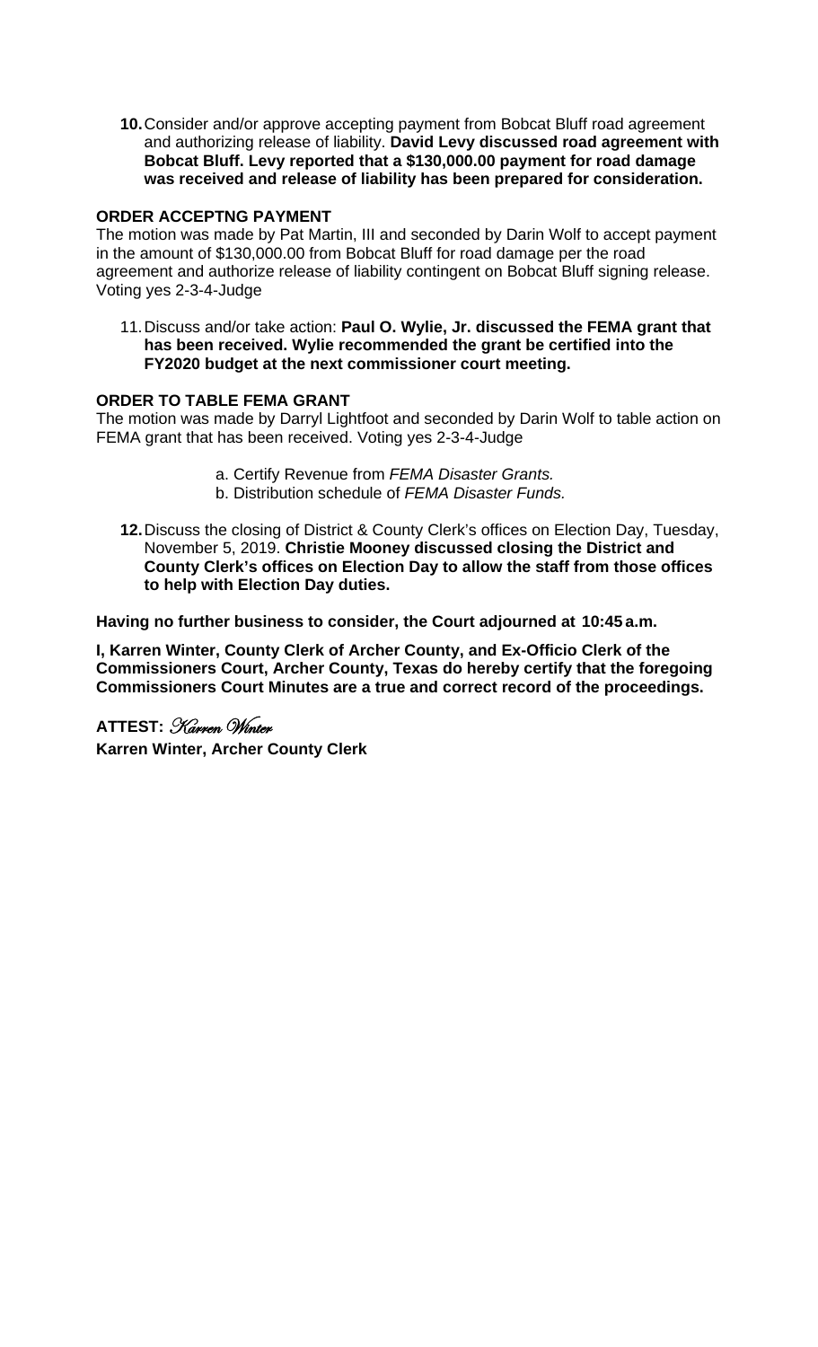**10.** Consider and/or approve accepting payment from Bobcat Bluff road agreement and authorizing release of liability. **David Levy discussed road agreement with Bobcat Bluff. Levy reported that a $130,000.00 payment for road damage was received and release of liability has been prepared for consideration.**

**ORDER ACCEPTNG PAYMENT**

The motion was made by Pat Martin, III and seconded by Darin Wolf to accept payment in the amount of $130,000.00 from Bobcat Bluff for road damage per the road agreement and authorize release of liability contingent on Bobcat Bluff signing release. Voting yes 2-3-4-Judge

11. Discuss and/or take action: **Paul O. Wylie, Jr. discussed the FEMA grant that has been received. Wylie recommended the grant be certified into the FY2020 budget at the next commissioner court meeting.**

**ORDER TO TABLE FEMA GRANT**

The motion was made by Darryl Lightfoot and seconded by Darin Wolf to table action on FEMA grant that has been received. Voting yes 2-3-4-Judge

a. Certify Revenue from *FEMA Disaster Grants.*
b. Distribution schedule of *FEMA Disaster Funds.*

**12.** Discuss the closing of District & County Clerk's offices on Election Day, Tuesday, November 5, 2019. **Christie Mooney discussed closing the District and County Clerk's offices on Election Day to allow the staff from those offices to help with Election Day duties.**

**Having no further business to consider, the Court adjourned at 10:45 a.m.**

**I, Karren Winter, County Clerk of Archer County, and Ex-Officio Clerk of the Commissioners Court, Archer County, Texas do hereby certify that the foregoing Commissioners Court Minutes are a true and correct record of the proceedings.**

**ATTEST:** *Karren Winter*

**Karren Winter, Archer County Clerk**